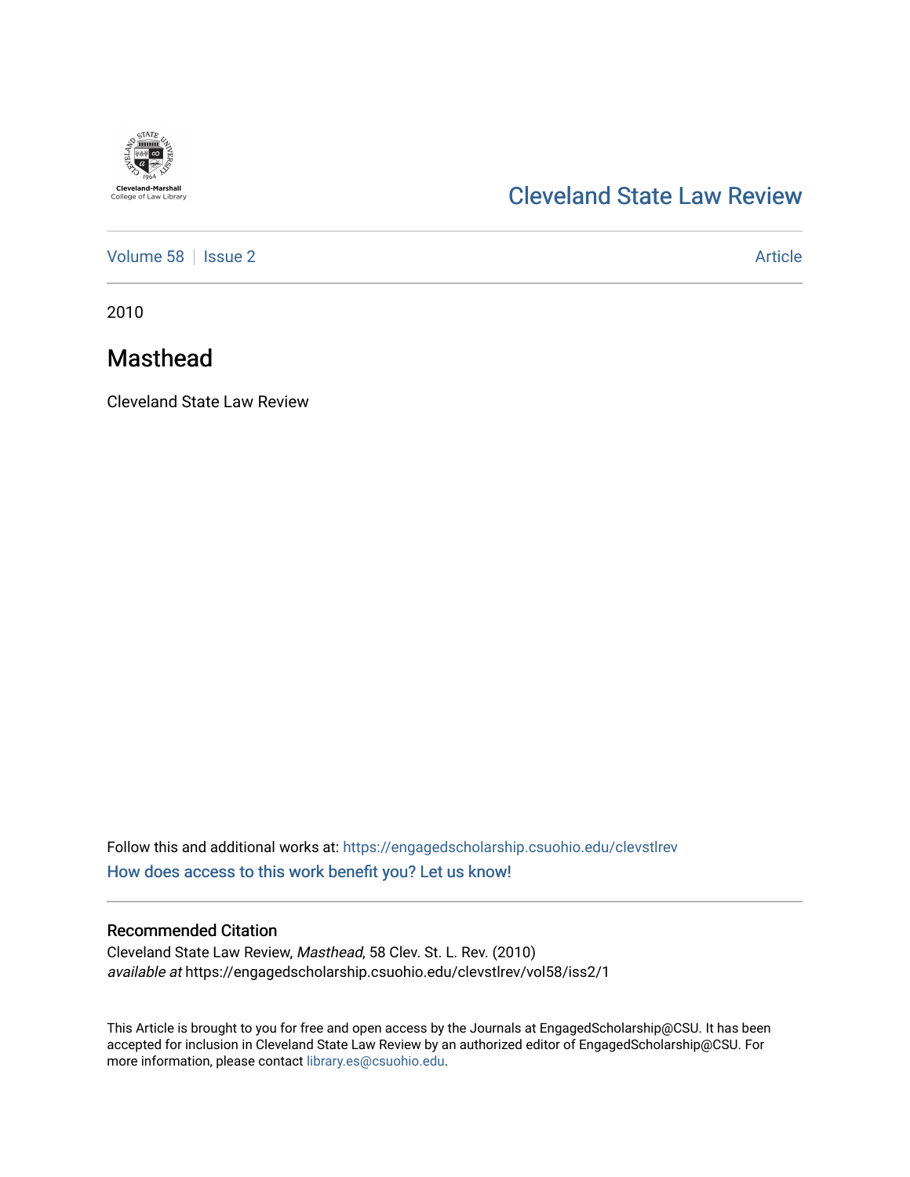Cleveland-Marshall College of Law Library

# Cleveland State Law Review

Volume 58 | Issue 2 — Article

2010

## Masthead

Cleveland State Law Review

Follow this and additional works at: https://engagedscholarship.csuohio.edu/clevstlrev

How does access to this work benefit you? Let us know!

### Recommended Citation

Cleveland State Law Review, *Masthead*, 58 Clev. St. L. Rev. (2010)
*available at* https://engagedscholarship.csuohio.edu/clevstlrev/vol58/iss2/1

This Article is brought to you for free and open access by the Journals at EngagedScholarship@CSU. It has been accepted for inclusion in Cleveland State Law Review by an authorized editor of EngagedScholarship@CSU. For more information, please contact library.es@csuohio.edu.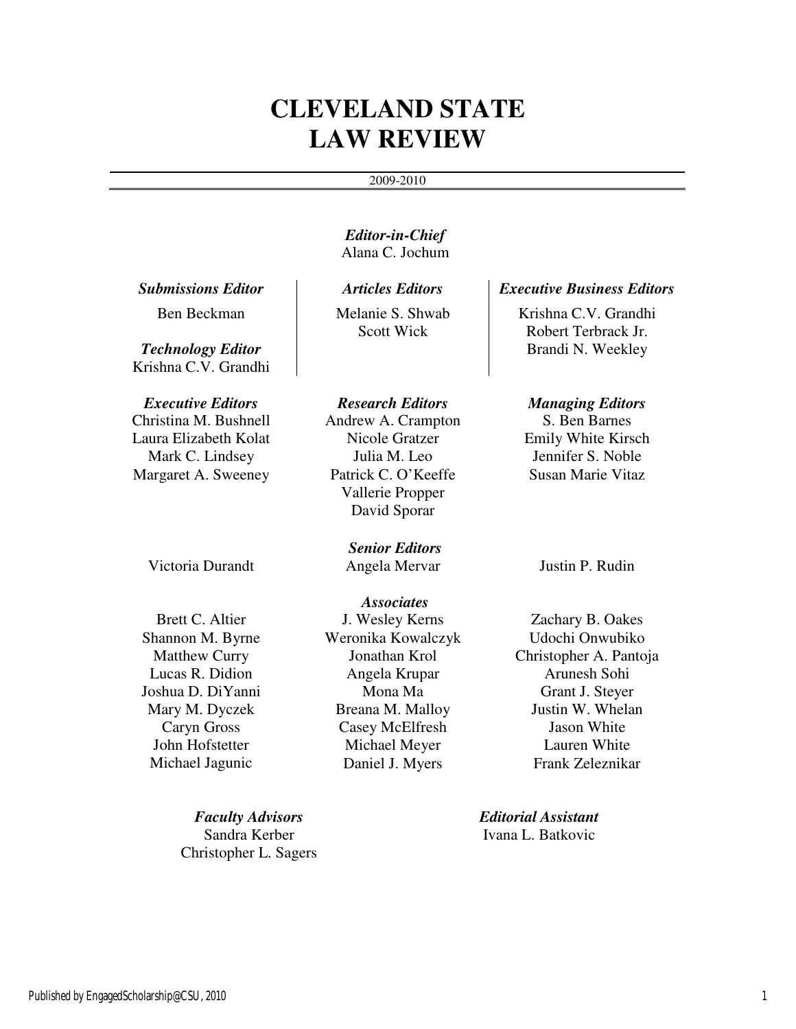# CLEVELAND STATE LAW REVIEW

2009-2010

***Editor-in-Chief***
Alana C. Jochum

***Submissions Editor***
Ben Beckman

***Technology Editor***
Krishna C.V. Grandhi

***Articles Editors***
Melanie S. Shwab
Scott Wick

***Executive Business Editors***
Krishna C.V. Grandhi
Robert Terbrack Jr.
Brandi N. Weekley

***Executive Editors***
Christina M. Bushnell
Laura Elizabeth Kolat
Mark C. Lindsey
Margaret A. Sweeney

***Research Editors***
Andrew A. Crampton
Nicole Gratzer
Julia M. Leo
Patrick C. O'Keeffe
Vallerie Propper
David Sporar

***Managing Editors***
S. Ben Barnes
Emily White Kirsch
Jennifer S. Noble
Susan Marie Vitaz

***Senior Editors***
Victoria Durandt
Angela Mervar
Justin P. Rudin

***Associates***
Brett C. Altier
Shannon M. Byrne
Matthew Curry
Lucas R. Didion
Joshua D. DiYanni
Mary M. Dyczek
Caryn Gross
John Hofstetter
Michael Jagunic
J. Wesley Kerns
Weronika Kowalczyk
Jonathan Krol
Angela Krupar
Mona Ma
Breana M. Malloy
Casey McElfresh
Michael Meyer
Daniel J. Myers
Zachary B. Oakes
Udochi Onwubiko
Christopher A. Pantoja
Arunesh Sohi
Grant J. Steyer
Justin W. Whelan
Jason White
Lauren White
Frank Zeleznikar

***Faculty Advisors***
Sandra Kerber
Christopher L. Sagers

***Editorial Assistant***
Ivana L. Batkovic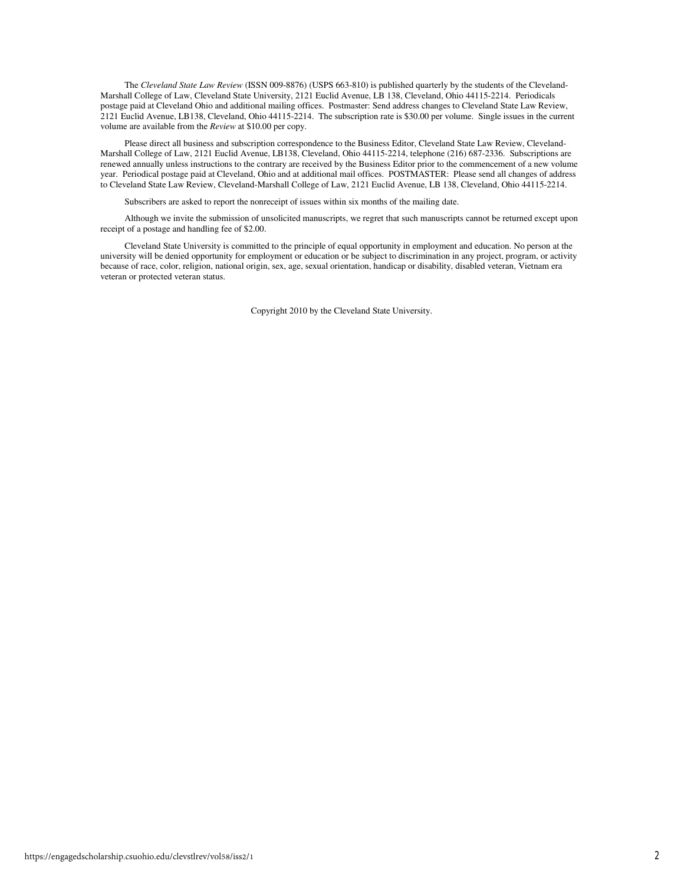The *Cleveland State Law Review* (ISSN 009-8876) (USPS 663-810) is published quarterly by the students of the Cleveland-Marshall College of Law, Cleveland State University, 2121 Euclid Avenue, LB 138, Cleveland, Ohio 44115-2214. Periodicals postage paid at Cleveland Ohio and additional mailing offices. Postmaster: Send address changes to Cleveland State Law Review, 2121 Euclid Avenue, LB138, Cleveland, Ohio 44115-2214. The subscription rate is $30.00 per volume. Single issues in the current volume are available from the *Review* at $10.00 per copy.

Please direct all business and subscription correspondence to the Business Editor, Cleveland State Law Review, Cleveland-Marshall College of Law, 2121 Euclid Avenue, LB138, Cleveland, Ohio 44115-2214, telephone (216) 687-2336. Subscriptions are renewed annually unless instructions to the contrary are received by the Business Editor prior to the commencement of a new volume year. Periodical postage paid at Cleveland, Ohio and at additional mail offices. POSTMASTER: Please send all changes of address to Cleveland State Law Review, Cleveland-Marshall College of Law, 2121 Euclid Avenue, LB 138, Cleveland, Ohio 44115-2214.

Subscribers are asked to report the nonreceipt of issues within six months of the mailing date.

Although we invite the submission of unsolicited manuscripts, we regret that such manuscripts cannot be returned except upon receipt of a postage and handling fee of $2.00.

Cleveland State University is committed to the principle of equal opportunity in employment and education. No person at the university will be denied opportunity for employment or education or be subject to discrimination in any project, program, or activity because of race, color, religion, national origin, sex, age, sexual orientation, handicap or disability, disabled veteran, Vietnam era veteran or protected veteran status.

Copyright 2010 by the Cleveland State University.